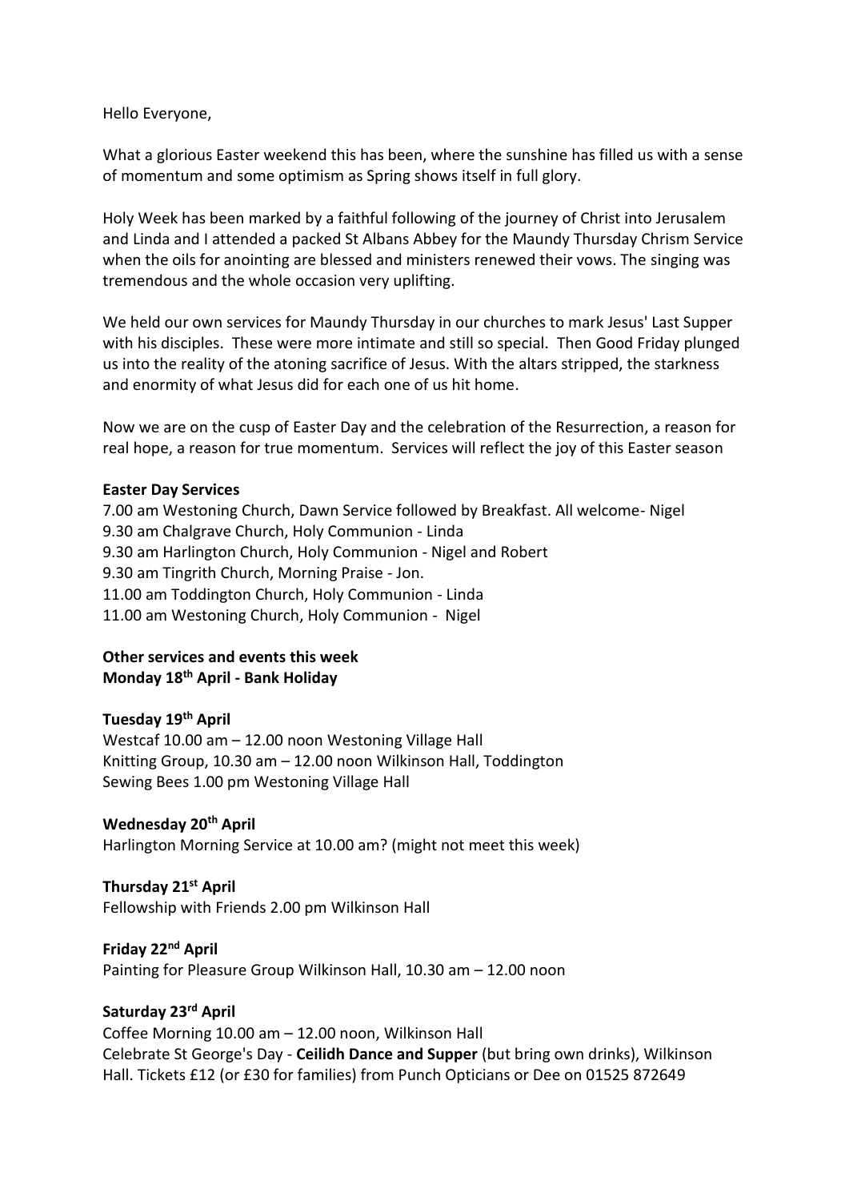Hello Everyone,

What a glorious Easter weekend this has been, where the sunshine has filled us with a sense of momentum and some optimism as Spring shows itself in full glory.

Holy Week has been marked by a faithful following of the journey of Christ into Jerusalem and Linda and I attended a packed St Albans Abbey for the Maundy Thursday Chrism Service when the oils for anointing are blessed and ministers renewed their vows. The singing was tremendous and the whole occasion very uplifting.

We held our own services for Maundy Thursday in our churches to mark Jesus' Last Supper with his disciples. These were more intimate and still so special. Then Good Friday plunged us into the reality of the atoning sacrifice of Jesus. With the altars stripped, the starkness and enormity of what Jesus did for each one of us hit home.

Now we are on the cusp of Easter Day and the celebration of the Resurrection, a reason for real hope, a reason for true momentum. Services will reflect the joy of this Easter season

**Easter Day Services**

7.00 am Westoning Church, Dawn Service followed by Breakfast. All welcome- Nigel
9.30 am Chalgrave Church, Holy Communion - Linda
9.30 am Harlington Church, Holy Communion - Nigel and Robert
9.30 am Tingrith Church, Morning Praise - Jon.
11.00 am Toddington Church, Holy Communion - Linda
11.00 am Westoning Church, Holy Communion - Nigel

**Other services and events this week**
**Monday 18th April - Bank Holiday**

**Tuesday 19th April**
Westcaf 10.00 am – 12.00 noon Westoning Village Hall
Knitting Group, 10.30 am – 12.00 noon Wilkinson Hall, Toddington
Sewing Bees 1.00 pm Westoning Village Hall

**Wednesday 20th April**
Harlington Morning Service at 10.00 am? (might not meet this week)

**Thursday 21st April**
Fellowship with Friends 2.00 pm Wilkinson Hall

**Friday 22nd April**
Painting for Pleasure Group Wilkinson Hall, 10.30 am – 12.00 noon

**Saturday 23rd April**
Coffee Morning 10.00 am – 12.00 noon, Wilkinson Hall
Celebrate St George's Day - **Ceilidh Dance and Supper** (but bring own drinks), Wilkinson Hall. Tickets £12 (or £30 for families) from Punch Opticians or Dee on 01525 872649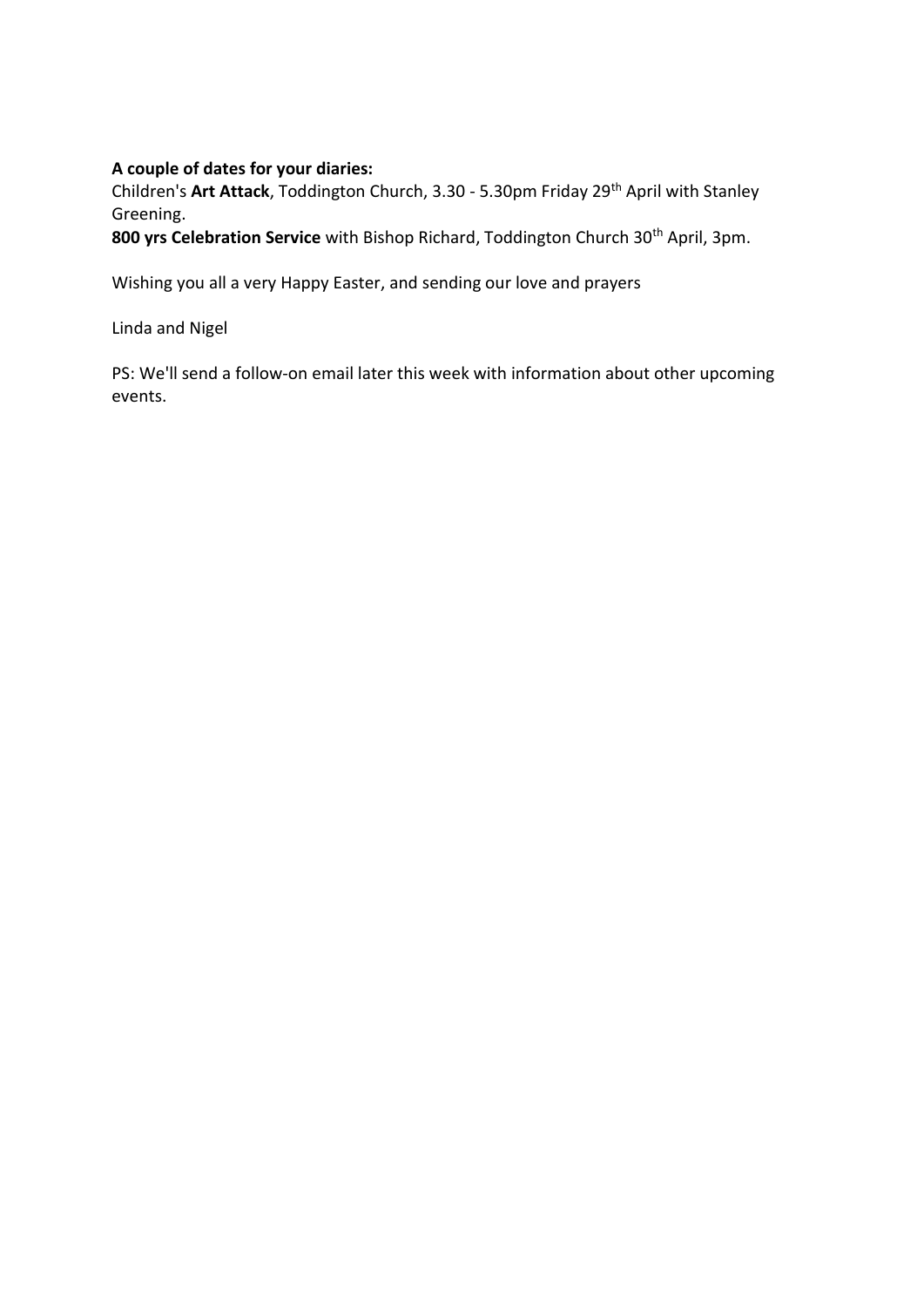**A couple of dates for your diaries:**
Children's **Art Attack**, Toddington Church, 3.30 - 5.30pm Friday 29th April with Stanley Greening.
**800 yrs Celebration Service** with Bishop Richard, Toddington Church 30th April, 3pm.

Wishing you all a very Happy Easter, and sending our love and prayers

Linda and Nigel

PS: We'll send a follow-on email later this week with information about other upcoming events.